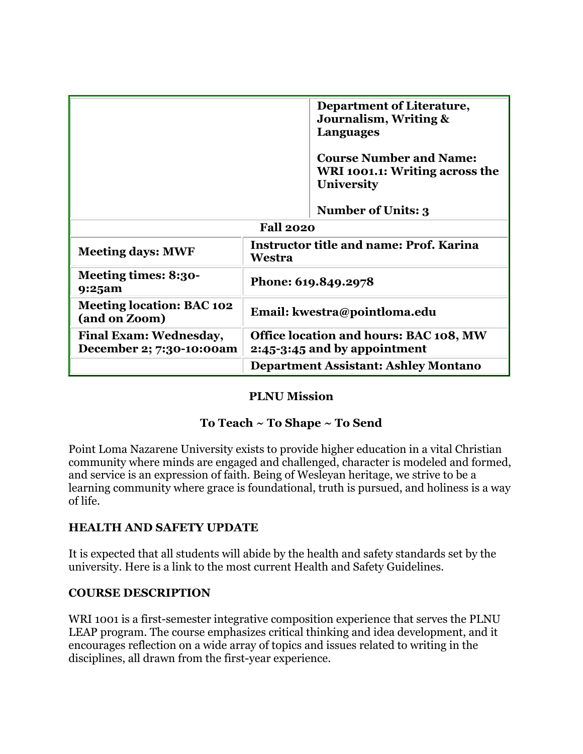| | Department of Literature, Journalism, Writing & Languages<br><br>Course Number and Name: WRI 1001.1: Writing across the University<br><br>Number of Units: 3 |
|---|---|
| **Fall 2020** | |
| **Meeting days: MWF** | **Instructor title and name: Prof. Karina Westra** |
| **Meeting times: 8:30-9:25am** | **Phone: 619.849.2978** |
| **Meeting location: BAC 102 (and on Zoom)** | **Email: kwestra@pointloma.edu** |
| **Final Exam: Wednesday, December 2; 7:30-10:00am** | **Office location and hours: BAC 108, MW 2:45-3:45 and by appointment** |
| | **Department Assistant: Ashley Montano** |

**PLNU Mission**

**To Teach ~ To Shape ~ To Send**

Point Loma Nazarene University exists to provide higher education in a vital Christian community where minds are engaged and challenged, character is modeled and formed, and service is an expression of faith. Being of Wesleyan heritage, we strive to be a learning community where grace is foundational, truth is pursued, and holiness is a way of life.

## HEALTH AND SAFETY UPDATE

It is expected that all students will abide by the health and safety standards set by the university. Here is a link to the most current Health and Safety Guidelines.

## COURSE DESCRIPTION

WRI 1001 is a first-semester integrative composition experience that serves the PLNU LEAP program. The course emphasizes critical thinking and idea development, and it encourages reflection on a wide array of topics and issues related to writing in the disciplines, all drawn from the first-year experience.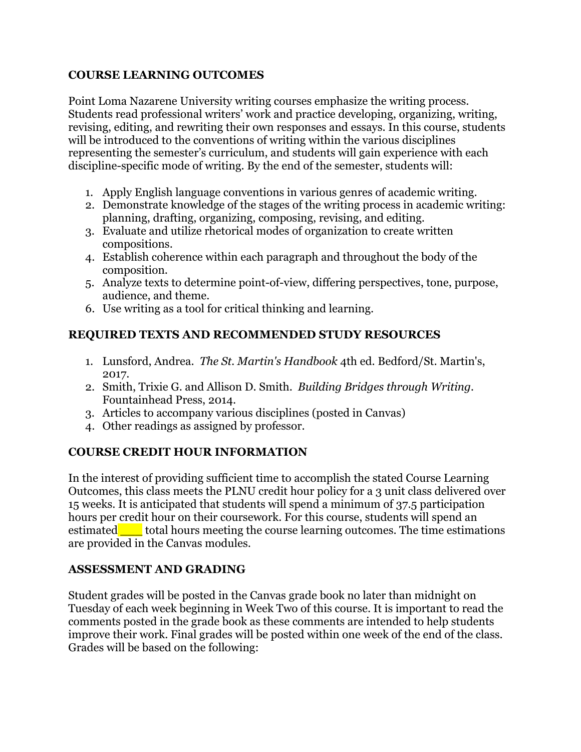## COURSE LEARNING OUTCOMES

Point Loma Nazarene University writing courses emphasize the writing process. Students read professional writers' work and practice developing, organizing, writing, revising, editing, and rewriting their own responses and essays. In this course, students will be introduced to the conventions of writing within the various disciplines representing the semester's curriculum, and students will gain experience with each discipline-specific mode of writing. By the end of the semester, students will:

1. Apply English language conventions in various genres of academic writing.
2. Demonstrate knowledge of the stages of the writing process in academic writing: planning, drafting, organizing, composing, revising, and editing.
3. Evaluate and utilize rhetorical modes of organization to create written compositions.
4. Establish coherence within each paragraph and throughout the body of the composition.
5. Analyze texts to determine point-of-view, differing perspectives, tone, purpose, audience, and theme.
6. Use writing as a tool for critical thinking and learning.

## REQUIRED TEXTS AND RECOMMENDED STUDY RESOURCES

1. Lunsford, Andrea. *The St. Martin's Handbook* 4th ed. Bedford/St. Martin's, 2017.
2. Smith, Trixie G. and Allison D. Smith. *Building Bridges through Writing*. Fountainhead Press, 2014.
3. Articles to accompany various disciplines (posted in Canvas)
4. Other readings as assigned by professor.

## COURSE CREDIT HOUR INFORMATION

In the interest of providing sufficient time to accomplish the stated Course Learning Outcomes, this class meets the PLNU credit hour policy for a 3 unit class delivered over 15 weeks. It is anticipated that students will spend a minimum of 37.5 participation hours per credit hour on their coursework. For this course, students will spend an estimated ____ total hours meeting the course learning outcomes. The time estimations are provided in the Canvas modules.

## ASSESSMENT AND GRADING

Student grades will be posted in the Canvas grade book no later than midnight on Tuesday of each week beginning in Week Two of this course. It is important to read the comments posted in the grade book as these comments are intended to help students improve their work. Final grades will be posted within one week of the end of the class. Grades will be based on the following: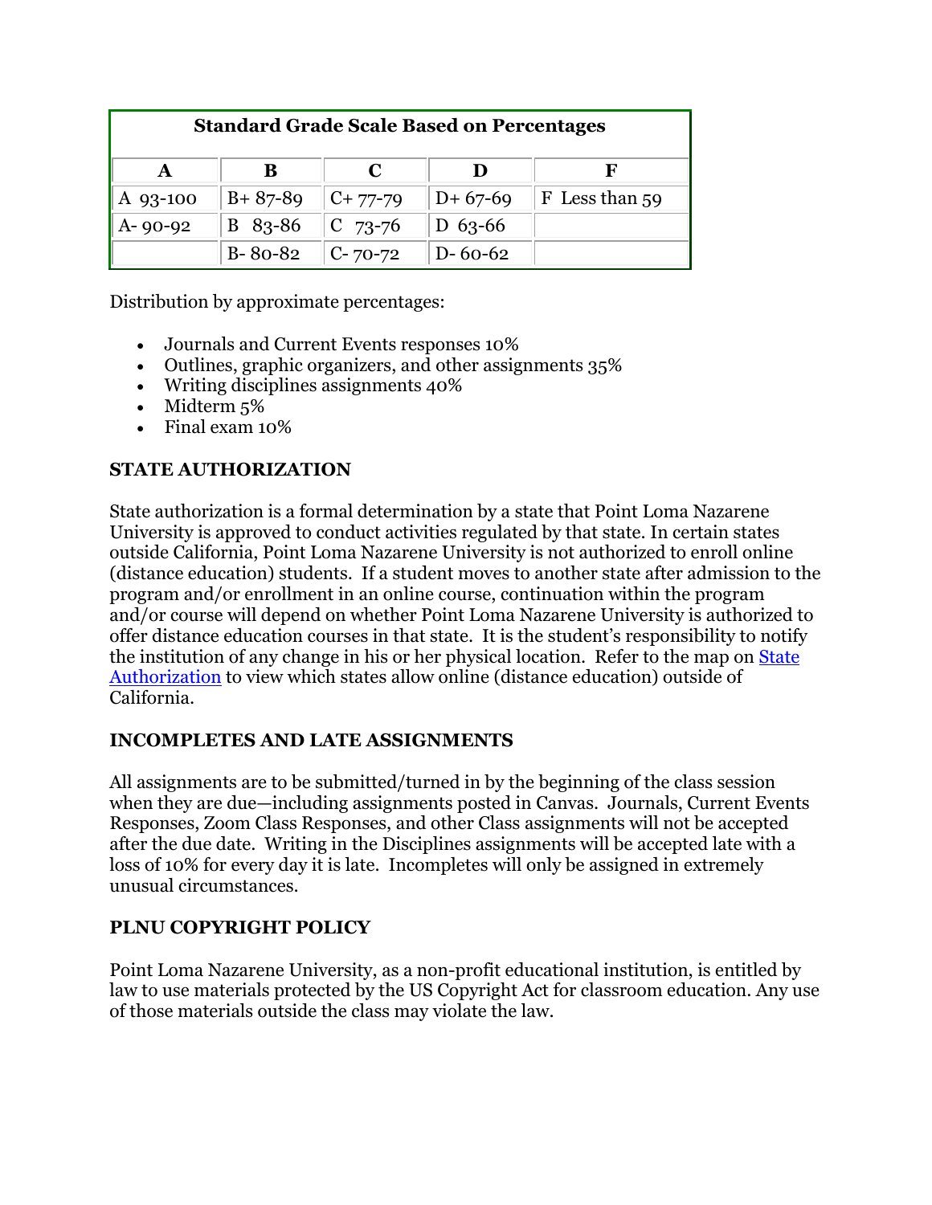| Standard Grade Scale Based on Percentages | | | | |
|---|---|---|---|---|
| **A** | **B** | **C** | **D** | **F** |
| A 93-100 | B+ 87-89 | C+ 77-79 | D+ 67-69 | F Less than 59 |
| A- 90-92 | B 83-86 | C 73-76 | D 63-66 | |
| | B- 80-82 | C- 70-72 | D- 60-62 | |

Distribution by approximate percentages:

- Journals and Current Events responses 10%
- Outlines, graphic organizers, and other assignments 35%
- Writing disciplines assignments 40%
- Midterm 5%
- Final exam 10%

**STATE AUTHORIZATION**

State authorization is a formal determination by a state that Point Loma Nazarene University is approved to conduct activities regulated by that state. In certain states outside California, Point Loma Nazarene University is not authorized to enroll online (distance education) students. If a student moves to another state after admission to the program and/or enrollment in an online course, continuation within the program and/or course will depend on whether Point Loma Nazarene University is authorized to offer distance education courses in that state. It is the student's responsibility to notify the institution of any change in his or her physical location. Refer to the map on State Authorization to view which states allow online (distance education) outside of California.

**INCOMPLETES AND LATE ASSIGNMENTS**

All assignments are to be submitted/turned in by the beginning of the class session when they are due—including assignments posted in Canvas. Journals, Current Events Responses, Zoom Class Responses, and other Class assignments will not be accepted after the due date. Writing in the Disciplines assignments will be accepted late with a loss of 10% for every day it is late. Incompletes will only be assigned in extremely unusual circumstances.

**PLNU COPYRIGHT POLICY**

Point Loma Nazarene University, as a non-profit educational institution, is entitled by law to use materials protected by the US Copyright Act for classroom education. Any use of those materials outside the class may violate the law.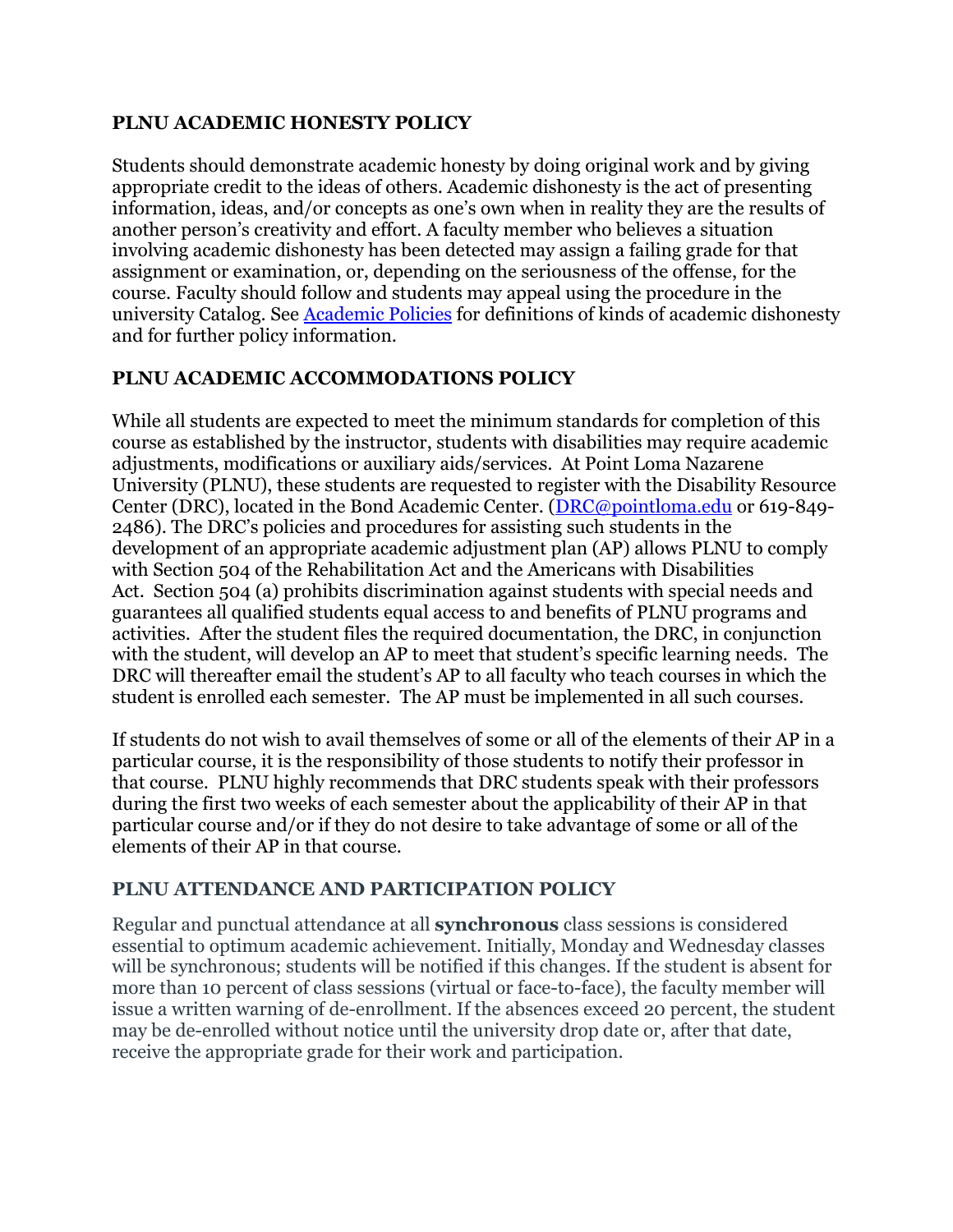## PLNU ACADEMIC HONESTY POLICY

Students should demonstrate academic honesty by doing original work and by giving appropriate credit to the ideas of others. Academic dishonesty is the act of presenting information, ideas, and/or concepts as one's own when in reality they are the results of another person's creativity and effort. A faculty member who believes a situation involving academic dishonesty has been detected may assign a failing grade for that assignment or examination, or, depending on the seriousness of the offense, for the course. Faculty should follow and students may appeal using the procedure in the university Catalog. See [Academic Policies] for definitions of kinds of academic dishonesty and for further policy information.

## PLNU ACADEMIC ACCOMMODATIONS POLICY

While all students are expected to meet the minimum standards for completion of this course as established by the instructor, students with disabilities may require academic adjustments, modifications or auxiliary aids/services. At Point Loma Nazarene University (PLNU), these students are requested to register with the Disability Resource Center (DRC), located in the Bond Academic Center. (DRC@pointloma.edu or 619-849-2486). The DRC's policies and procedures for assisting such students in the development of an appropriate academic adjustment plan (AP) allows PLNU to comply with Section 504 of the Rehabilitation Act and the Americans with Disabilities Act. Section 504 (a) prohibits discrimination against students with special needs and guarantees all qualified students equal access to and benefits of PLNU programs and activities. After the student files the required documentation, the DRC, in conjunction with the student, will develop an AP to meet that student's specific learning needs. The DRC will thereafter email the student's AP to all faculty who teach courses in which the student is enrolled each semester. The AP must be implemented in all such courses.

If students do not wish to avail themselves of some or all of the elements of their AP in a particular course, it is the responsibility of those students to notify their professor in that course. PLNU highly recommends that DRC students speak with their professors during the first two weeks of each semester about the applicability of their AP in that particular course and/or if they do not desire to take advantage of some or all of the elements of their AP in that course.

## PLNU ATTENDANCE AND PARTICIPATION POLICY

Regular and punctual attendance at all **synchronous** class sessions is considered essential to optimum academic achievement. Initially, Monday and Wednesday classes will be synchronous; students will be notified if this changes. If the student is absent for more than 10 percent of class sessions (virtual or face-to-face), the faculty member will issue a written warning of de-enrollment. If the absences exceed 20 percent, the student may be de-enrolled without notice until the university drop date or, after that date, receive the appropriate grade for their work and participation.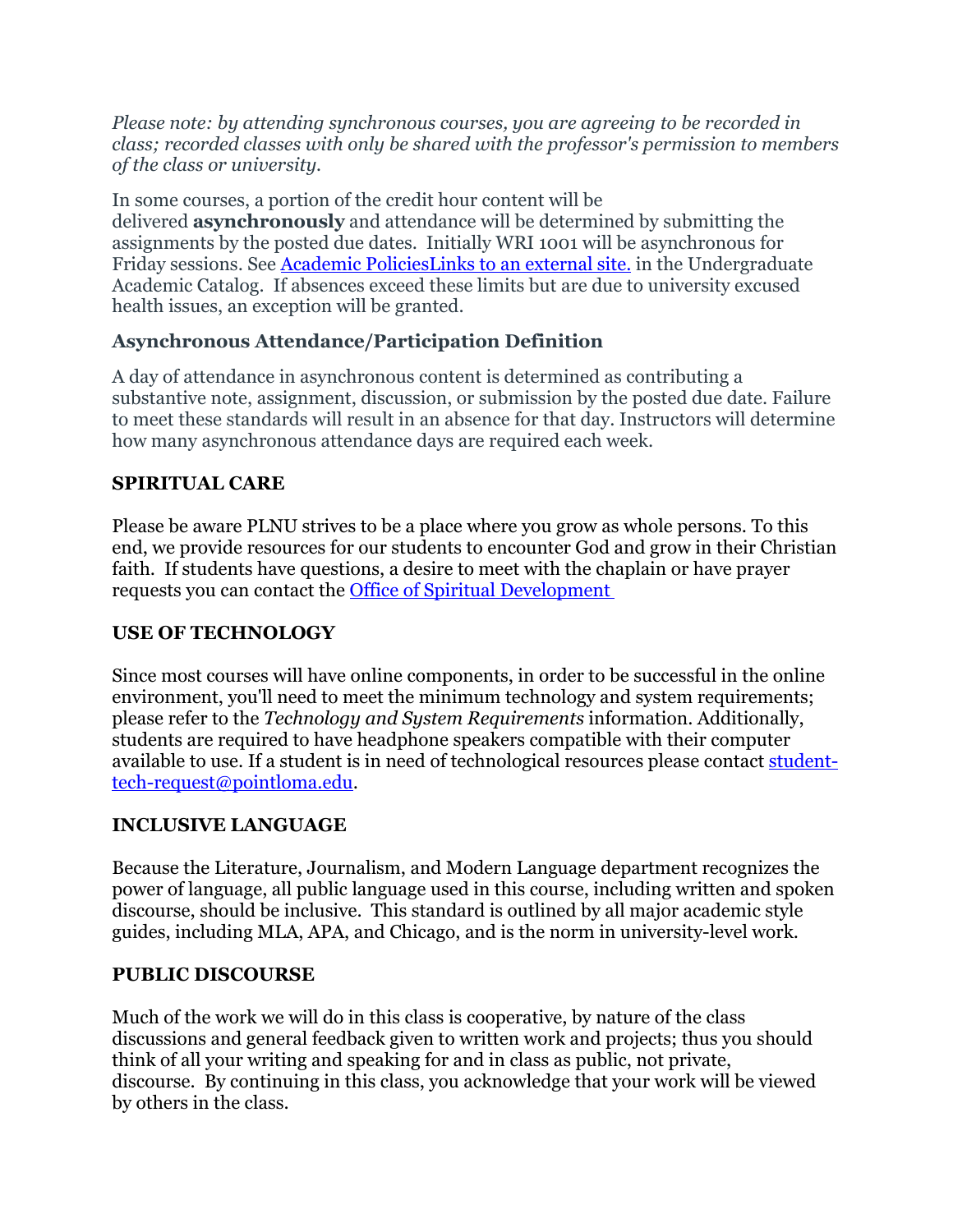*Please note: by attending synchronous courses, you are agreeing to be recorded in class; recorded classes with only be shared with the professor's permission to members of the class or university.*

In some courses, a portion of the credit hour content will be delivered **asynchronously** and attendance will be determined by submitting the assignments by the posted due dates. Initially WRI 1001 will be asynchronous for Friday sessions. See [Academic PoliciesLinks to an external site.]() in the Undergraduate Academic Catalog. If absences exceed these limits but are due to university excused health issues, an exception will be granted.

### Asynchronous Attendance/Participation Definition

A day of attendance in asynchronous content is determined as contributing a substantive note, assignment, discussion, or submission by the posted due date. Failure to meet these standards will result in an absence for that day. Instructors will determine how many asynchronous attendance days are required each week.

## SPIRITUAL CARE

Please be aware PLNU strives to be a place where you grow as whole persons. To this end, we provide resources for our students to encounter God and grow in their Christian faith. If students have questions, a desire to meet with the chaplain or have prayer requests you can contact the [Office of Spiritual Development]()

## USE OF TECHNOLOGY

Since most courses will have online components, in order to be successful in the online environment, you'll need to meet the minimum technology and system requirements; please refer to the *Technology and System Requirements* information. Additionally, students are required to have headphone speakers compatible with their computer available to use. If a student is in need of technological resources please contact [student-tech-request@pointloma.edu](mailto:student-tech-request@pointloma.edu).

## INCLUSIVE LANGUAGE

Because the Literature, Journalism, and Modern Language department recognizes the power of language, all public language used in this course, including written and spoken discourse, should be inclusive. This standard is outlined by all major academic style guides, including MLA, APA, and Chicago, and is the norm in university-level work.

## PUBLIC DISCOURSE

Much of the work we will do in this class is cooperative, by nature of the class discussions and general feedback given to written work and projects; thus you should think of all your writing and speaking for and in class as public, not private, discourse. By continuing in this class, you acknowledge that your work will be viewed by others in the class.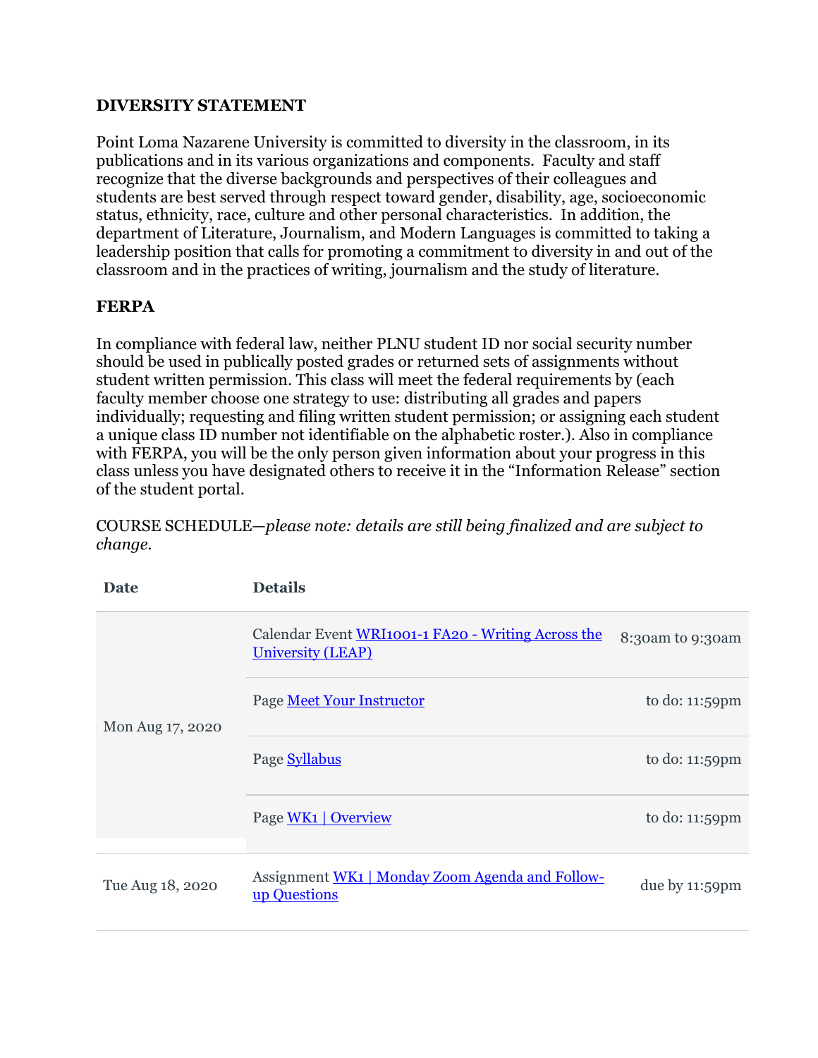## DIVERSITY STATEMENT

Point Loma Nazarene University is committed to diversity in the classroom, in its publications and in its various organizations and components. Faculty and staff recognize that the diverse backgrounds and perspectives of their colleagues and students are best served through respect toward gender, disability, age, socioeconomic status, ethnicity, race, culture and other personal characteristics. In addition, the department of Literature, Journalism, and Modern Languages is committed to taking a leadership position that calls for promoting a commitment to diversity in and out of the classroom and in the practices of writing, journalism and the study of literature.

## FERPA

In compliance with federal law, neither PLNU student ID nor social security number should be used in publically posted grades or returned sets of assignments without student written permission. This class will meet the federal requirements by (each faculty member choose one strategy to use: distributing all grades and papers individually; requesting and filing written student permission; or assigning each student a unique class ID number not identifiable on the alphabetic roster.). Also in compliance with FERPA, you will be the only person given information about your progress in this class unless you have designated others to receive it in the "Information Release" section of the student portal.

COURSE SCHEDULE—*please note: details are still being finalized and are subject to change.*

| Date | Details | |
|---|---|---|
| Mon Aug 17, 2020 | Calendar Event WRI1001-1 FA20 - Writing Across the University (LEAP) | 8:30am to 9:30am |
| | Page Meet Your Instructor | to do: 11:59pm |
| | Page Syllabus | to do: 11:59pm |
| | Page WK1 \| Overview | to do: 11:59pm |
| Tue Aug 18, 2020 | Assignment WK1 \| Monday Zoom Agenda and Follow-up Questions | due by 11:59pm |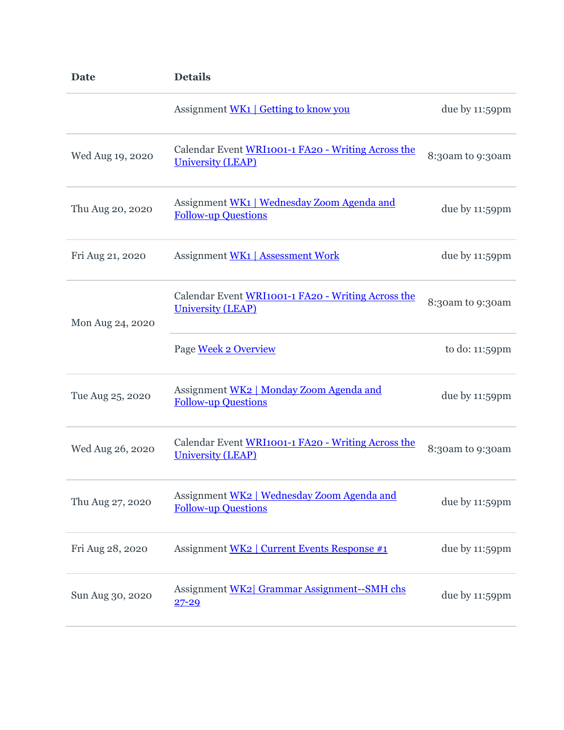| Date | Details | |
|---|---|---|
| | Assignment WK1 \| Getting to know you | due by 11:59pm |
| Wed Aug 19, 2020 | Calendar Event WRI1001-1 FA20 - Writing Across the University (LEAP) | 8:30am to 9:30am |
| Thu Aug 20, 2020 | Assignment WK1 \| Wednesday Zoom Agenda and Follow-up Questions | due by 11:59pm |
| Fri Aug 21, 2020 | Assignment WK1 \| Assessment Work | due by 11:59pm |
| Mon Aug 24, 2020 | Calendar Event WRI1001-1 FA20 - Writing Across the University (LEAP) | 8:30am to 9:30am |
| | Page Week 2 Overview | to do: 11:59pm |
| Tue Aug 25, 2020 | Assignment WK2 \| Monday Zoom Agenda and Follow-up Questions | due by 11:59pm |
| Wed Aug 26, 2020 | Calendar Event WRI1001-1 FA20 - Writing Across the University (LEAP) | 8:30am to 9:30am |
| Thu Aug 27, 2020 | Assignment WK2 \| Wednesday Zoom Agenda and Follow-up Questions | due by 11:59pm |
| Fri Aug 28, 2020 | Assignment WK2 \| Current Events Response #1 | due by 11:59pm |
| Sun Aug 30, 2020 | Assignment WK2\| Grammar Assignment--SMH chs 27-29 | due by 11:59pm |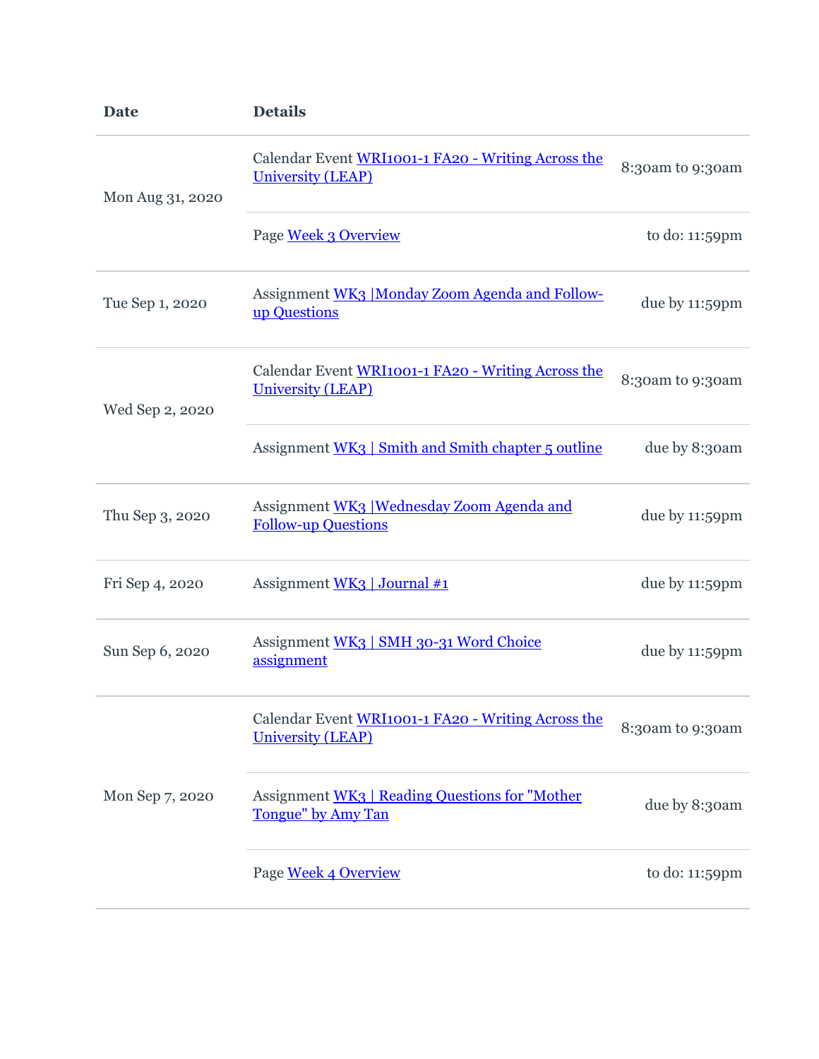| Date | Details | |
|---|---|---|
| Mon Aug 31, 2020 | Calendar Event WRI1001-1 FA20 - Writing Across the University (LEAP) | 8:30am to 9:30am |
| | Page Week 3 Overview | to do: 11:59pm |
| Tue Sep 1, 2020 | Assignment WK3 \|Monday Zoom Agenda and Follow-up Questions | due by 11:59pm |
| Wed Sep 2, 2020 | Calendar Event WRI1001-1 FA20 - Writing Across the University (LEAP) | 8:30am to 9:30am |
| | Assignment WK3 \| Smith and Smith chapter 5 outline | due by 8:30am |
| Thu Sep 3, 2020 | Assignment WK3 \|Wednesday Zoom Agenda and Follow-up Questions | due by 11:59pm |
| Fri Sep 4, 2020 | Assignment WK3 \| Journal #1 | due by 11:59pm |
| Sun Sep 6, 2020 | Assignment WK3 \| SMH 30-31 Word Choice assignment | due by 11:59pm |
| Mon Sep 7, 2020 | Calendar Event WRI1001-1 FA20 - Writing Across the University (LEAP) | 8:30am to 9:30am |
| | Assignment WK3 \| Reading Questions for "Mother Tongue" by Amy Tan | due by 8:30am |
| | Page Week 4 Overview | to do: 11:59pm |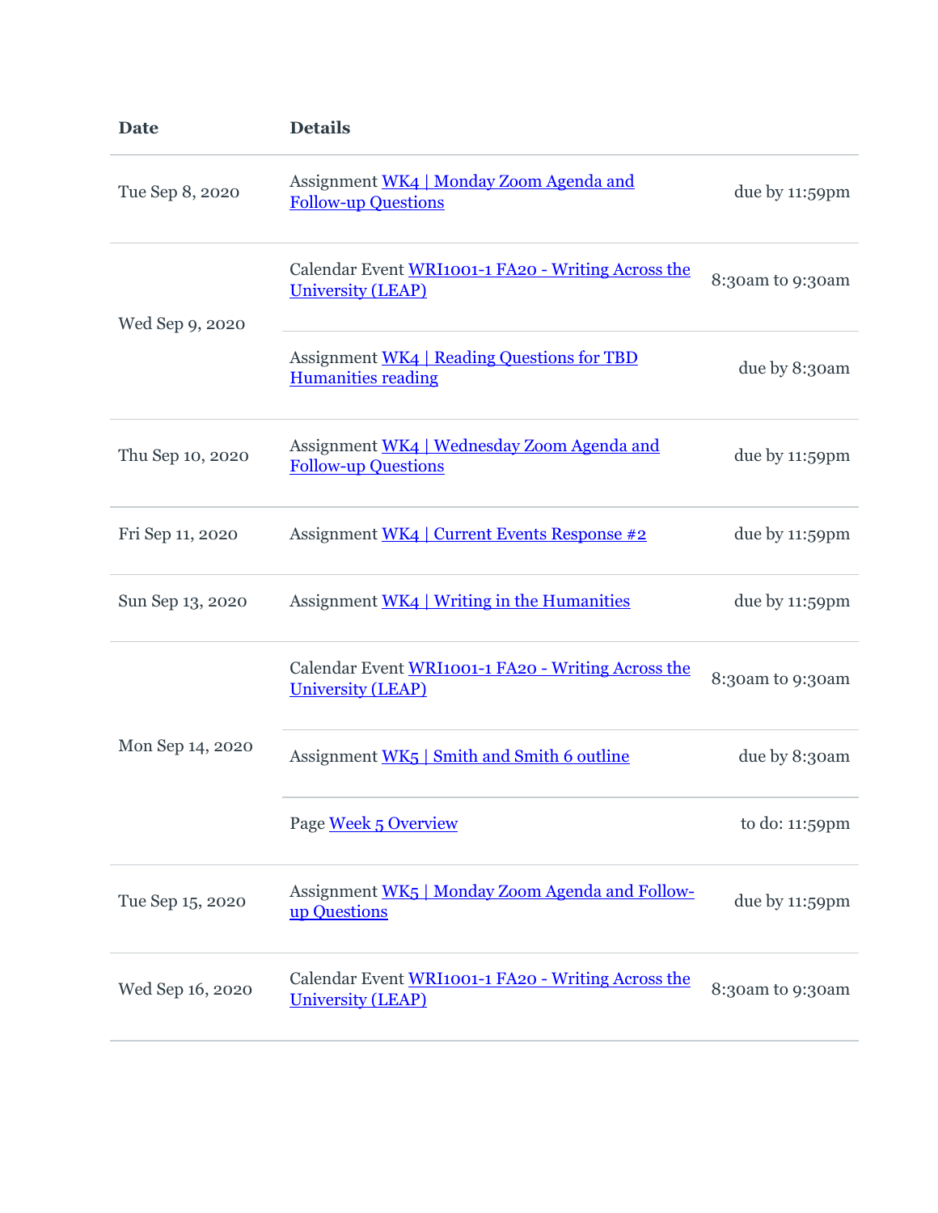| Date | Details | |
|---|---|---|
| Tue Sep 8, 2020 | Assignment WK4 \| Monday Zoom Agenda and Follow-up Questions | due by 11:59pm |
| Wed Sep 9, 2020 | Calendar Event WRI1001-1 FA20 - Writing Across the University (LEAP) | 8:30am to 9:30am |
| | Assignment WK4 \| Reading Questions for TBD Humanities reading | due by 8:30am |
| Thu Sep 10, 2020 | Assignment WK4 \| Wednesday Zoom Agenda and Follow-up Questions | due by 11:59pm |
| Fri Sep 11, 2020 | Assignment WK4 \| Current Events Response #2 | due by 11:59pm |
| Sun Sep 13, 2020 | Assignment WK4 \| Writing in the Humanities | due by 11:59pm |
| Mon Sep 14, 2020 | Calendar Event WRI1001-1 FA20 - Writing Across the University (LEAP) | 8:30am to 9:30am |
| | Assignment WK5 \| Smith and Smith 6 outline | due by 8:30am |
| | Page Week 5 Overview | to do: 11:59pm |
| Tue Sep 15, 2020 | Assignment WK5 \| Monday Zoom Agenda and Follow-up Questions | due by 11:59pm |
| Wed Sep 16, 2020 | Calendar Event WRI1001-1 FA20 - Writing Across the University (LEAP) | 8:30am to 9:30am |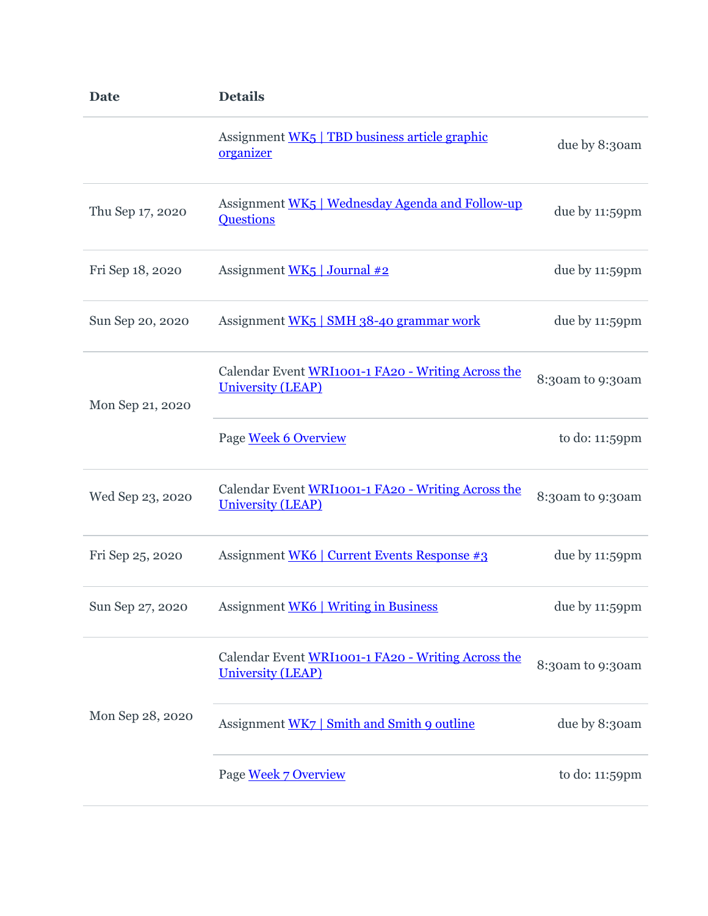| Date | Details | |
|---|---|---|
| | Assignment WK5 \| TBD business article graphic organizer | due by 8:30am |
| Thu Sep 17, 2020 | Assignment WK5 \| Wednesday Agenda and Follow-up Questions | due by 11:59pm |
| Fri Sep 18, 2020 | Assignment WK5 \| Journal #2 | due by 11:59pm |
| Sun Sep 20, 2020 | Assignment WK5 \| SMH 38-40 grammar work | due by 11:59pm |
| Mon Sep 21, 2020 | Calendar Event WRI1001-1 FA20 - Writing Across the University (LEAP) | 8:30am to 9:30am |
| | Page Week 6 Overview | to do: 11:59pm |
| Wed Sep 23, 2020 | Calendar Event WRI1001-1 FA20 - Writing Across the University (LEAP) | 8:30am to 9:30am |
| Fri Sep 25, 2020 | Assignment WK6 \| Current Events Response #3 | due by 11:59pm |
| Sun Sep 27, 2020 | Assignment WK6 \| Writing in Business | due by 11:59pm |
| Mon Sep 28, 2020 | Calendar Event WRI1001-1 FA20 - Writing Across the University (LEAP) | 8:30am to 9:30am |
| | Assignment WK7 \| Smith and Smith 9 outline | due by 8:30am |
| | Page Week 7 Overview | to do: 11:59pm |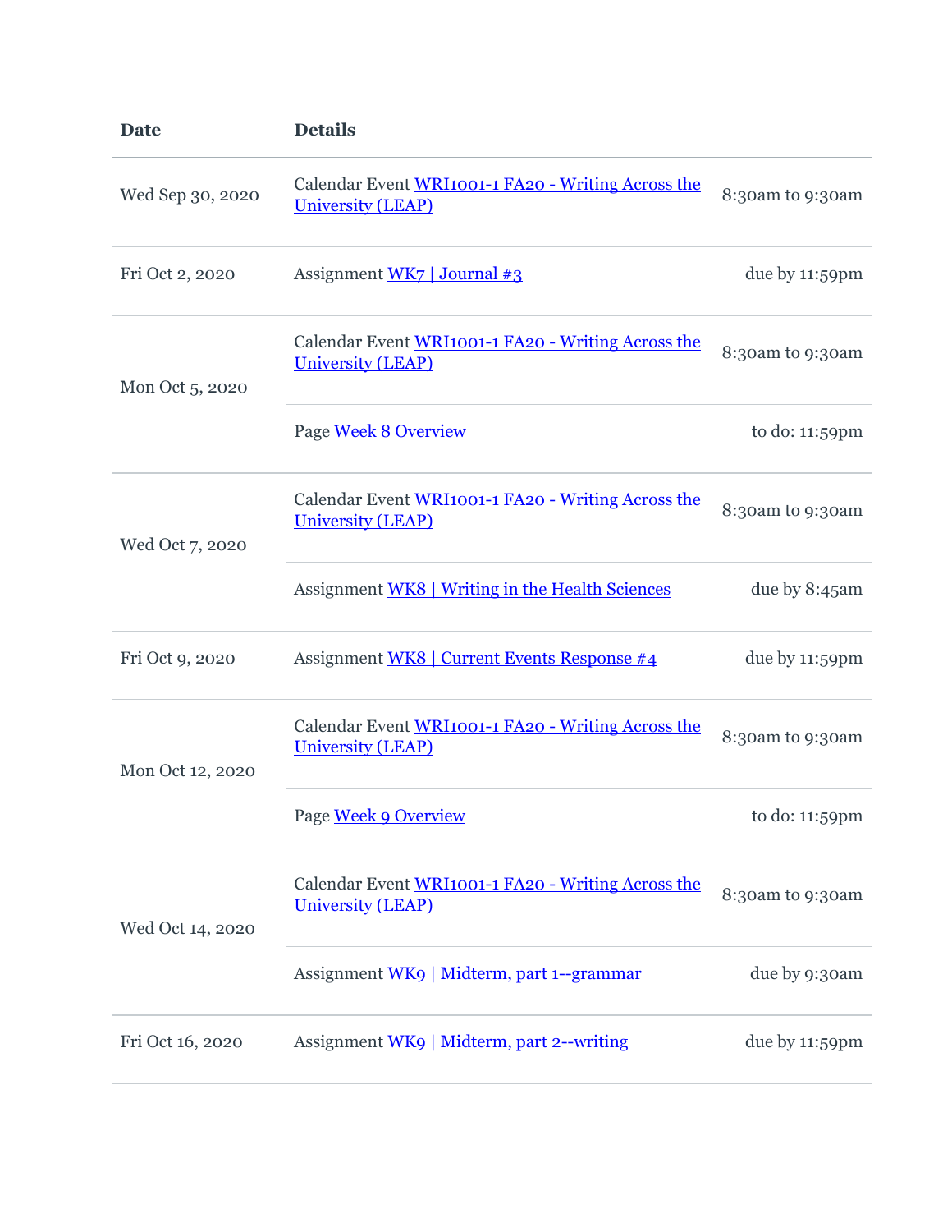| Date | Details | |
|---|---|---|
| Wed Sep 30, 2020 | Calendar Event WRI1001-1 FA20 - Writing Across the University (LEAP) | 8:30am to 9:30am |
| Fri Oct 2, 2020 | Assignment WK7 \| Journal #3 | due by 11:59pm |
| Mon Oct 5, 2020 | Calendar Event WRI1001-1 FA20 - Writing Across the University (LEAP) | 8:30am to 9:30am |
| | Page Week 8 Overview | to do: 11:59pm |
| Wed Oct 7, 2020 | Calendar Event WRI1001-1 FA20 - Writing Across the University (LEAP) | 8:30am to 9:30am |
| | Assignment WK8 \| Writing in the Health Sciences | due by 8:45am |
| Fri Oct 9, 2020 | Assignment WK8 \| Current Events Response #4 | due by 11:59pm |
| Mon Oct 12, 2020 | Calendar Event WRI1001-1 FA20 - Writing Across the University (LEAP) | 8:30am to 9:30am |
| | Page Week 9 Overview | to do: 11:59pm |
| Wed Oct 14, 2020 | Calendar Event WRI1001-1 FA20 - Writing Across the University (LEAP) | 8:30am to 9:30am |
| | Assignment WK9 \| Midterm, part 1--grammar | due by 9:30am |
| Fri Oct 16, 2020 | Assignment WK9 \| Midterm, part 2--writing | due by 11:59pm |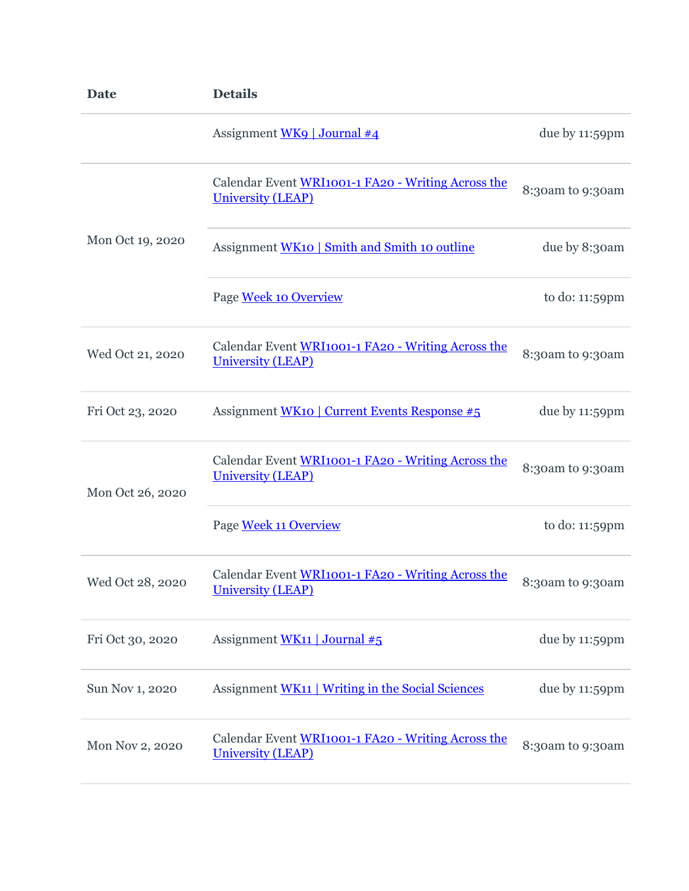| Date | Details | |
| --- | --- | --- |
| | Assignment WK9 \| Journal #4 | due by 11:59pm |
| Mon Oct 19, 2020 | Calendar Event WRI1001-1 FA20 - Writing Across the University (LEAP) | 8:30am to 9:30am |
| | Assignment WK10 \| Smith and Smith 10 outline | due by 8:30am |
| | Page Week 10 Overview | to do: 11:59pm |
| Wed Oct 21, 2020 | Calendar Event WRI1001-1 FA20 - Writing Across the University (LEAP) | 8:30am to 9:30am |
| Fri Oct 23, 2020 | Assignment WK10 \| Current Events Response #5 | due by 11:59pm |
| Mon Oct 26, 2020 | Calendar Event WRI1001-1 FA20 - Writing Across the University (LEAP) | 8:30am to 9:30am |
| | Page Week 11 Overview | to do: 11:59pm |
| Wed Oct 28, 2020 | Calendar Event WRI1001-1 FA20 - Writing Across the University (LEAP) | 8:30am to 9:30am |
| Fri Oct 30, 2020 | Assignment WK11 \| Journal #5 | due by 11:59pm |
| Sun Nov 1, 2020 | Assignment WK11 \| Writing in the Social Sciences | due by 11:59pm |
| Mon Nov 2, 2020 | Calendar Event WRI1001-1 FA20 - Writing Across the University (LEAP) | 8:30am to 9:30am |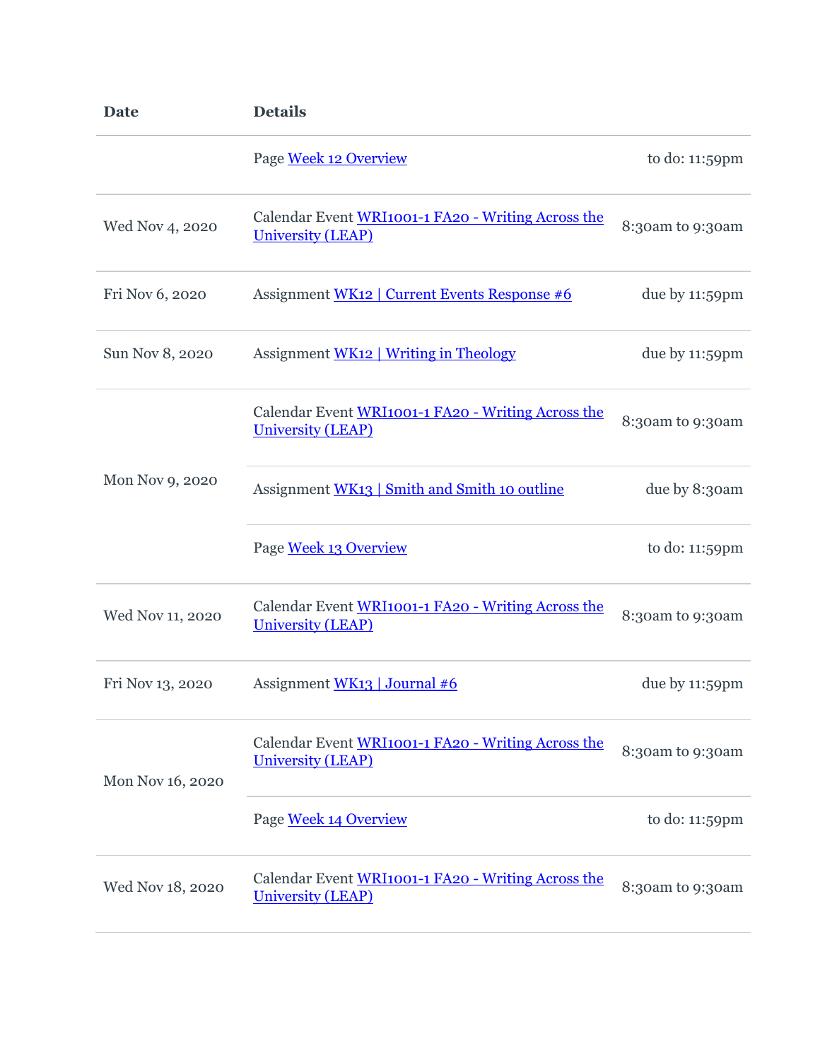| Date | Details | |
| --- | --- | --- |
| | Page Week 12 Overview | to do: 11:59pm |
| Wed Nov 4, 2020 | Calendar Event WRI1001-1 FA20 - Writing Across the University (LEAP) | 8:30am to 9:30am |
| Fri Nov 6, 2020 | Assignment WK12 \| Current Events Response #6 | due by 11:59pm |
| Sun Nov 8, 2020 | Assignment WK12 \| Writing in Theology | due by 11:59pm |
| Mon Nov 9, 2020 | Calendar Event WRI1001-1 FA20 - Writing Across the University (LEAP) | 8:30am to 9:30am |
| | Assignment WK13 \| Smith and Smith 10 outline | due by 8:30am |
| | Page Week 13 Overview | to do: 11:59pm |
| Wed Nov 11, 2020 | Calendar Event WRI1001-1 FA20 - Writing Across the University (LEAP) | 8:30am to 9:30am |
| Fri Nov 13, 2020 | Assignment WK13 \| Journal #6 | due by 11:59pm |
| Mon Nov 16, 2020 | Calendar Event WRI1001-1 FA20 - Writing Across the University (LEAP) | 8:30am to 9:30am |
| | Page Week 14 Overview | to do: 11:59pm |
| Wed Nov 18, 2020 | Calendar Event WRI1001-1 FA20 - Writing Across the University (LEAP) | 8:30am to 9:30am |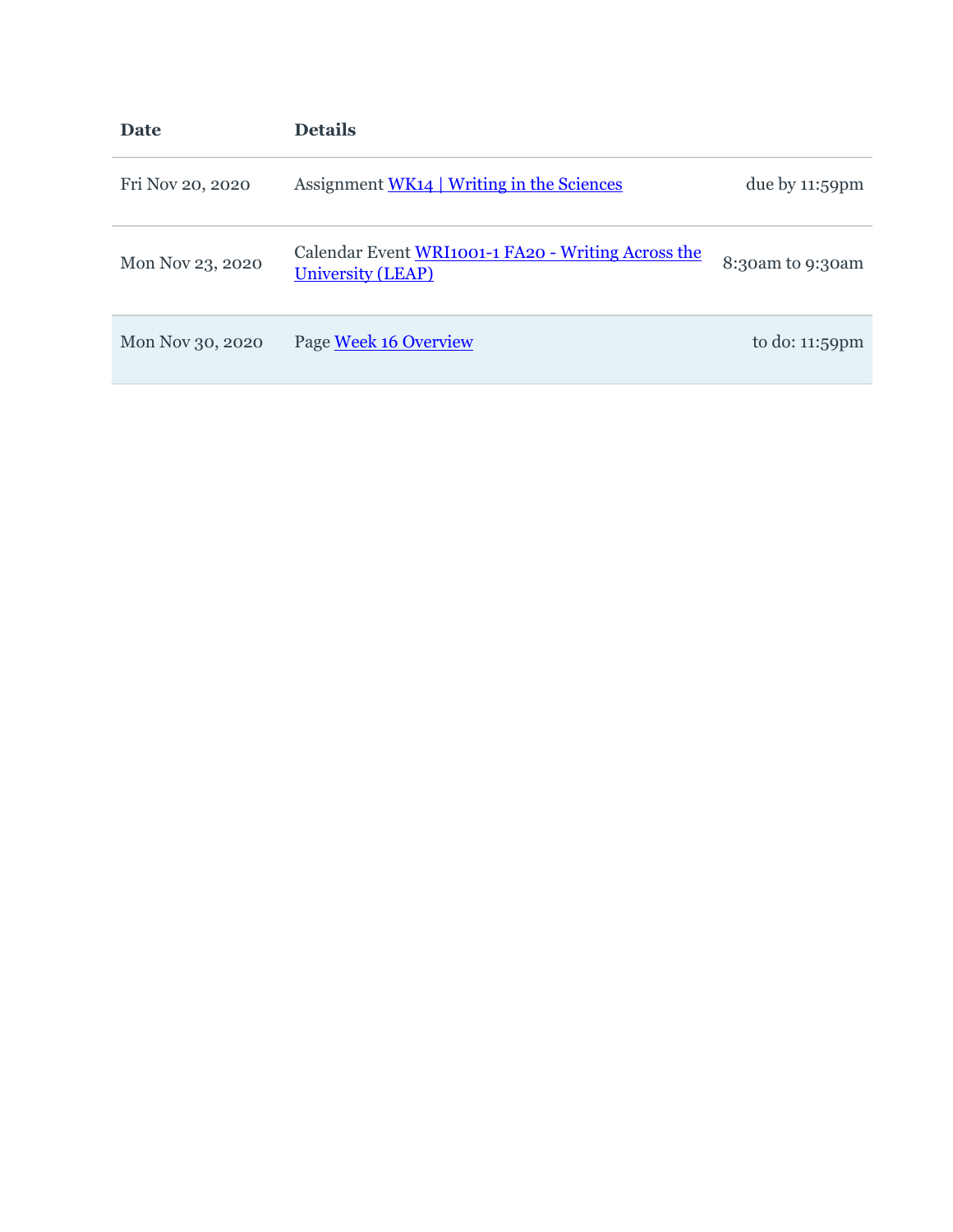| Date | Details | |
| --- | --- | --- |
| Fri Nov 20, 2020 | Assignment WK14 \| Writing in the Sciences | due by 11:59pm |
| Mon Nov 23, 2020 | Calendar Event WRI1001-1 FA20 - Writing Across the University (LEAP) | 8:30am to 9:30am |
| Mon Nov 30, 2020 | Page Week 16 Overview | to do: 11:59pm |